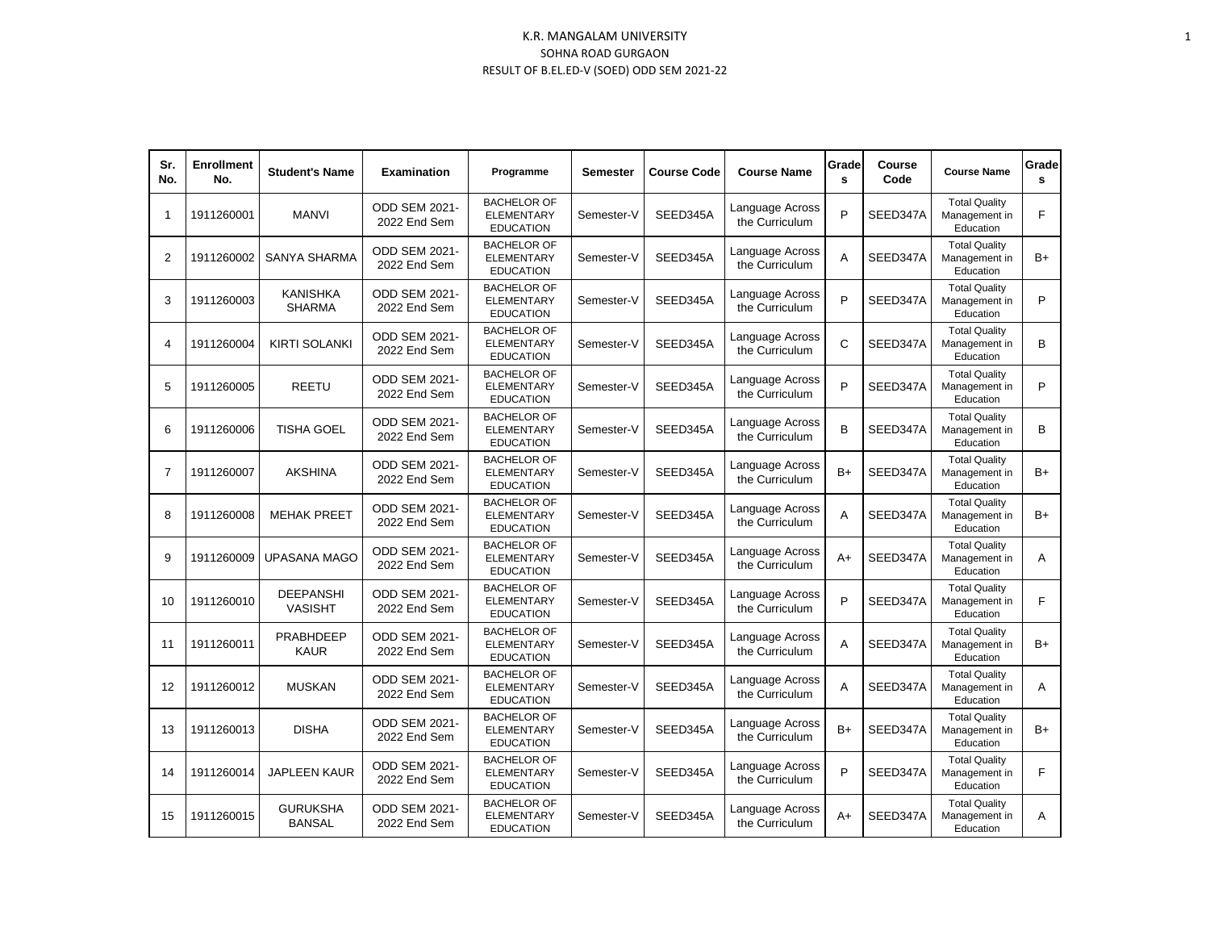K.R. MANGALAM UNIVERSITY
SOHNA ROAD GURGAON
RESULT OF B.EL.ED-V (SOED) ODD SEM 2021-22

| Sr. No. | Enrollment No. | Student's Name | Examination | Programme | Semester | Course Code | Course Name | Grades | Course Code | Course Name | Grades |
|---|---|---|---|---|---|---|---|---|---|---|---|
| 1 | 1911260001 | MANVI | ODD SEM 2021-2022 End Sem | BACHELOR OF ELEMENTARY EDUCATION | Semester-V | SEED345A | Language Across the Curriculum | P | SEED347A | Total Quality Management in Education | F |
| 2 | 1911260002 | SANYA SHARMA | ODD SEM 2021-2022 End Sem | BACHELOR OF ELEMENTARY EDUCATION | Semester-V | SEED345A | Language Across the Curriculum | A | SEED347A | Total Quality Management in Education | B+ |
| 3 | 1911260003 | KANISHKA SHARMA | ODD SEM 2021-2022 End Sem | BACHELOR OF ELEMENTARY EDUCATION | Semester-V | SEED345A | Language Across the Curriculum | P | SEED347A | Total Quality Management in Education | P |
| 4 | 1911260004 | KIRTI SOLANKI | ODD SEM 2021-2022 End Sem | BACHELOR OF ELEMENTARY EDUCATION | Semester-V | SEED345A | Language Across the Curriculum | C | SEED347A | Total Quality Management in Education | B |
| 5 | 1911260005 | REETU | ODD SEM 2021-2022 End Sem | BACHELOR OF ELEMENTARY EDUCATION | Semester-V | SEED345A | Language Across the Curriculum | P | SEED347A | Total Quality Management in Education | P |
| 6 | 1911260006 | TISHA GOEL | ODD SEM 2021-2022 End Sem | BACHELOR OF ELEMENTARY EDUCATION | Semester-V | SEED345A | Language Across the Curriculum | B | SEED347A | Total Quality Management in Education | B |
| 7 | 1911260007 | AKSHINA | ODD SEM 2021-2022 End Sem | BACHELOR OF ELEMENTARY EDUCATION | Semester-V | SEED345A | Language Across the Curriculum | B+ | SEED347A | Total Quality Management in Education | B+ |
| 8 | 1911260008 | MEHAK PREET | ODD SEM 2021-2022 End Sem | BACHELOR OF ELEMENTARY EDUCATION | Semester-V | SEED345A | Language Across the Curriculum | A | SEED347A | Total Quality Management in Education | B+ |
| 9 | 1911260009 | UPASANA MAGO | ODD SEM 2021-2022 End Sem | BACHELOR OF ELEMENTARY EDUCATION | Semester-V | SEED345A | Language Across the Curriculum | A+ | SEED347A | Total Quality Management in Education | A |
| 10 | 1911260010 | DEEPANSHI VASISHT | ODD SEM 2021-2022 End Sem | BACHELOR OF ELEMENTARY EDUCATION | Semester-V | SEED345A | Language Across the Curriculum | P | SEED347A | Total Quality Management in Education | F |
| 11 | 1911260011 | PRABHDEEP KAUR | ODD SEM 2021-2022 End Sem | BACHELOR OF ELEMENTARY EDUCATION | Semester-V | SEED345A | Language Across the Curriculum | A | SEED347A | Total Quality Management in Education | B+ |
| 12 | 1911260012 | MUSKAN | ODD SEM 2021-2022 End Sem | BACHELOR OF ELEMENTARY EDUCATION | Semester-V | SEED345A | Language Across the Curriculum | A | SEED347A | Total Quality Management in Education | A |
| 13 | 1911260013 | DISHA | ODD SEM 2021-2022 End Sem | BACHELOR OF ELEMENTARY EDUCATION | Semester-V | SEED345A | Language Across the Curriculum | B+ | SEED347A | Total Quality Management in Education | B+ |
| 14 | 1911260014 | JAPLEEN KAUR | ODD SEM 2021-2022 End Sem | BACHELOR OF ELEMENTARY EDUCATION | Semester-V | SEED345A | Language Across the Curriculum | P | SEED347A | Total Quality Management in Education | F |
| 15 | 1911260015 | GURUKSHA BANSAL | ODD SEM 2021-2022 End Sem | BACHELOR OF ELEMENTARY EDUCATION | Semester-V | SEED345A | Language Across the Curriculum | A+ | SEED347A | Total Quality Management in Education | A |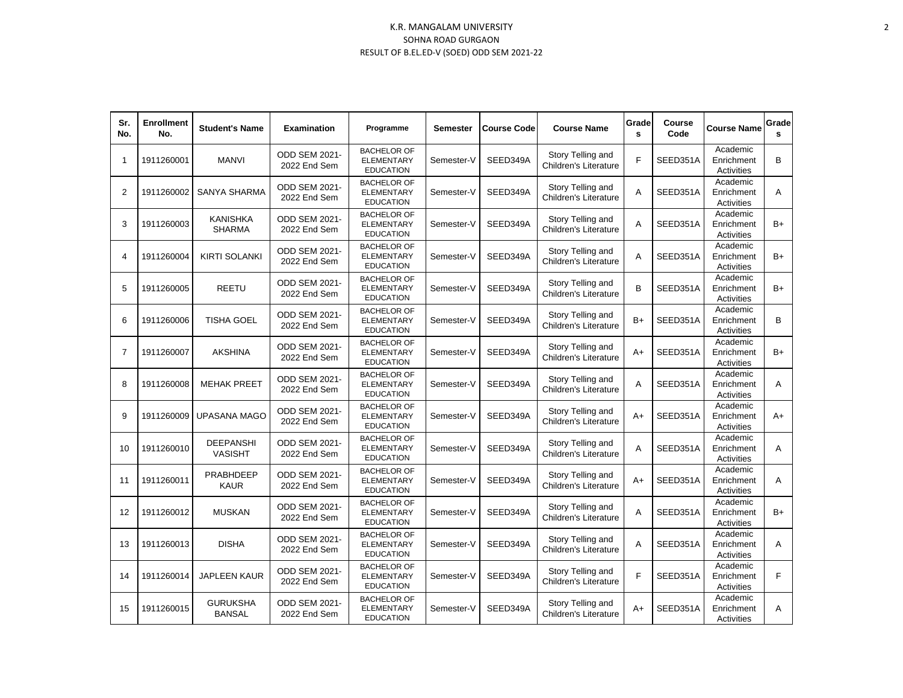K.R. MANGALAM UNIVERSITY
SOHNA ROAD GURGAON
RESULT OF B.EL.ED-V (SOED) ODD SEM 2021-22

| Sr. No. | Enrollment No. | Student's Name | Examination | Programme | Semester | Course Code | Course Name | Grades | Course Code | Course Name | Grades |
|---|---|---|---|---|---|---|---|---|---|---|---|
| 1 | 1911260001 | MANVI | ODD SEM 2021-2022 End Sem | BACHELOR OF ELEMENTARY EDUCATION | Semester-V | SEED349A | Story Telling and Children's Literature | F | SEED351A | Academic Enrichment Activities | B |
| 2 | 1911260002 | SANYA SHARMA | ODD SEM 2021-2022 End Sem | BACHELOR OF ELEMENTARY EDUCATION | Semester-V | SEED349A | Story Telling and Children's Literature | A | SEED351A | Academic Enrichment Activities | A |
| 3 | 1911260003 | KANISHKA SHARMA | ODD SEM 2021-2022 End Sem | BACHELOR OF ELEMENTARY EDUCATION | Semester-V | SEED349A | Story Telling and Children's Literature | A | SEED351A | Academic Enrichment Activities | B+ |
| 4 | 1911260004 | KIRTI SOLANKI | ODD SEM 2021-2022 End Sem | BACHELOR OF ELEMENTARY EDUCATION | Semester-V | SEED349A | Story Telling and Children's Literature | A | SEED351A | Academic Enrichment Activities | B+ |
| 5 | 1911260005 | REETU | ODD SEM 2021-2022 End Sem | BACHELOR OF ELEMENTARY EDUCATION | Semester-V | SEED349A | Story Telling and Children's Literature | B | SEED351A | Academic Enrichment Activities | B+ |
| 6 | 1911260006 | TISHA GOEL | ODD SEM 2021-2022 End Sem | BACHELOR OF ELEMENTARY EDUCATION | Semester-V | SEED349A | Story Telling and Children's Literature | B+ | SEED351A | Academic Enrichment Activities | B |
| 7 | 1911260007 | AKSHINA | ODD SEM 2021-2022 End Sem | BACHELOR OF ELEMENTARY EDUCATION | Semester-V | SEED349A | Story Telling and Children's Literature | A+ | SEED351A | Academic Enrichment Activities | B+ |
| 8 | 1911260008 | MEHAK PREET | ODD SEM 2021-2022 End Sem | BACHELOR OF ELEMENTARY EDUCATION | Semester-V | SEED349A | Story Telling and Children's Literature | A | SEED351A | Academic Enrichment Activities | A |
| 9 | 1911260009 | UPASANA MAGO | ODD SEM 2021-2022 End Sem | BACHELOR OF ELEMENTARY EDUCATION | Semester-V | SEED349A | Story Telling and Children's Literature | A+ | SEED351A | Academic Enrichment Activities | A+ |
| 10 | 1911260010 | DEEPANSHI VASISHT | ODD SEM 2021-2022 End Sem | BACHELOR OF ELEMENTARY EDUCATION | Semester-V | SEED349A | Story Telling and Children's Literature | A | SEED351A | Academic Enrichment Activities | A |
| 11 | 1911260011 | PRABHDEEP KAUR | ODD SEM 2021-2022 End Sem | BACHELOR OF ELEMENTARY EDUCATION | Semester-V | SEED349A | Story Telling and Children's Literature | A+ | SEED351A | Academic Enrichment Activities | A |
| 12 | 1911260012 | MUSKAN | ODD SEM 2021-2022 End Sem | BACHELOR OF ELEMENTARY EDUCATION | Semester-V | SEED349A | Story Telling and Children's Literature | A | SEED351A | Academic Enrichment Activities | B+ |
| 13 | 1911260013 | DISHA | ODD SEM 2021-2022 End Sem | BACHELOR OF ELEMENTARY EDUCATION | Semester-V | SEED349A | Story Telling and Children's Literature | A | SEED351A | Academic Enrichment Activities | A |
| 14 | 1911260014 | JAPLEEN KAUR | ODD SEM 2021-2022 End Sem | BACHELOR OF ELEMENTARY EDUCATION | Semester-V | SEED349A | Story Telling and Children's Literature | F | SEED351A | Academic Enrichment Activities | F |
| 15 | 1911260015 | GURUKSHA BANSAL | ODD SEM 2021-2022 End Sem | BACHELOR OF ELEMENTARY EDUCATION | Semester-V | SEED349A | Story Telling and Children's Literature | A+ | SEED351A | Academic Enrichment Activities | A |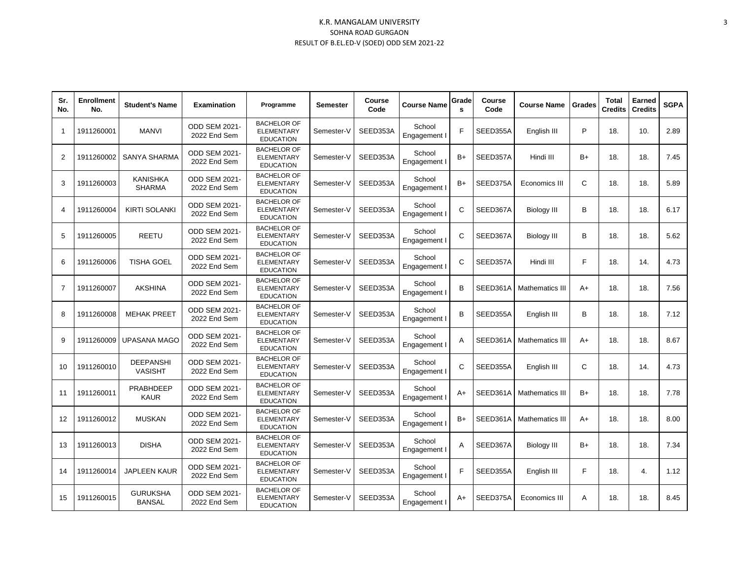K.R. MANGALAM UNIVERSITY
SOHNA ROAD GURGAON
RESULT OF B.EL.ED-V (SOED) ODD SEM 2021-22

| Sr. No. | Enrollment No. | Student's Name | Examination | Programme | Semester | Course Code | Course Name | Grades | Course Code | Course Name | Grades | Total Credits | Earned Credits | SGPA |
|---|---|---|---|---|---|---|---|---|---|---|---|---|---|---|
| 1 | 1911260001 | MANVI | ODD SEM 2021-2022 End Sem | BACHELOR OF ELEMENTARY EDUCATION | Semester-V | SEED353A | School Engagement I | F | SEED355A | English III | P | 18. | 10. | 2.89 |
| 2 | 1911260002 | SANYA SHARMA | ODD SEM 2021-2022 End Sem | BACHELOR OF ELEMENTARY EDUCATION | Semester-V | SEED353A | School Engagement I | B+ | SEED357A | Hindi III | B+ | 18. | 18. | 7.45 |
| 3 | 1911260003 | KANISHKA SHARMA | ODD SEM 2021-2022 End Sem | BACHELOR OF ELEMENTARY EDUCATION | Semester-V | SEED353A | School Engagement I | B+ | SEED375A | Economics III | C | 18. | 18. | 5.89 |
| 4 | 1911260004 | KIRTI SOLANKI | ODD SEM 2021-2022 End Sem | BACHELOR OF ELEMENTARY EDUCATION | Semester-V | SEED353A | School Engagement I | C | SEED367A | Biology III | B | 18. | 18. | 6.17 |
| 5 | 1911260005 | REETU | ODD SEM 2021-2022 End Sem | BACHELOR OF ELEMENTARY EDUCATION | Semester-V | SEED353A | School Engagement I | C | SEED367A | Biology III | B | 18. | 18. | 5.62 |
| 6 | 1911260006 | TISHA GOEL | ODD SEM 2021-2022 End Sem | BACHELOR OF ELEMENTARY EDUCATION | Semester-V | SEED353A | School Engagement I | C | SEED357A | Hindi III | F | 18. | 14. | 4.73 |
| 7 | 1911260007 | AKSHINA | ODD SEM 2021-2022 End Sem | BACHELOR OF ELEMENTARY EDUCATION | Semester-V | SEED353A | School Engagement I | B | SEED361A | Mathematics III | A+ | 18. | 18. | 7.56 |
| 8 | 1911260008 | MEHAK PREET | ODD SEM 2021-2022 End Sem | BACHELOR OF ELEMENTARY EDUCATION | Semester-V | SEED353A | School Engagement I | B | SEED355A | English III | B | 18. | 18. | 7.12 |
| 9 | 1911260009 | UPASANA MAGO | ODD SEM 2021-2022 End Sem | BACHELOR OF ELEMENTARY EDUCATION | Semester-V | SEED353A | School Engagement I | A | SEED361A | Mathematics III | A+ | 18. | 18. | 8.67 |
| 10 | 1911260010 | DEEPANSHI VASISHT | ODD SEM 2021-2022 End Sem | BACHELOR OF ELEMENTARY EDUCATION | Semester-V | SEED353A | School Engagement I | C | SEED355A | English III | C | 18. | 14. | 4.73 |
| 11 | 1911260011 | PRABHDEEP KAUR | ODD SEM 2021-2022 End Sem | BACHELOR OF ELEMENTARY EDUCATION | Semester-V | SEED353A | School Engagement I | A+ | SEED361A | Mathematics III | B+ | 18. | 18. | 7.78 |
| 12 | 1911260012 | MUSKAN | ODD SEM 2021-2022 End Sem | BACHELOR OF ELEMENTARY EDUCATION | Semester-V | SEED353A | School Engagement I | B+ | SEED361A | Mathematics III | A+ | 18. | 18. | 8.00 |
| 13 | 1911260013 | DISHA | ODD SEM 2021-2022 End Sem | BACHELOR OF ELEMENTARY EDUCATION | Semester-V | SEED353A | School Engagement I | A | SEED367A | Biology III | B+ | 18. | 18. | 7.34 |
| 14 | 1911260014 | JAPLEEN KAUR | ODD SEM 2021-2022 End Sem | BACHELOR OF ELEMENTARY EDUCATION | Semester-V | SEED353A | School Engagement I | F | SEED355A | English III | F | 18. | 4. | 1.12 |
| 15 | 1911260015 | GURUKSHA BANSAL | ODD SEM 2021-2022 End Sem | BACHELOR OF ELEMENTARY EDUCATION | Semester-V | SEED353A | School Engagement I | A+ | SEED375A | Economics III | A | 18. | 18. | 8.45 |